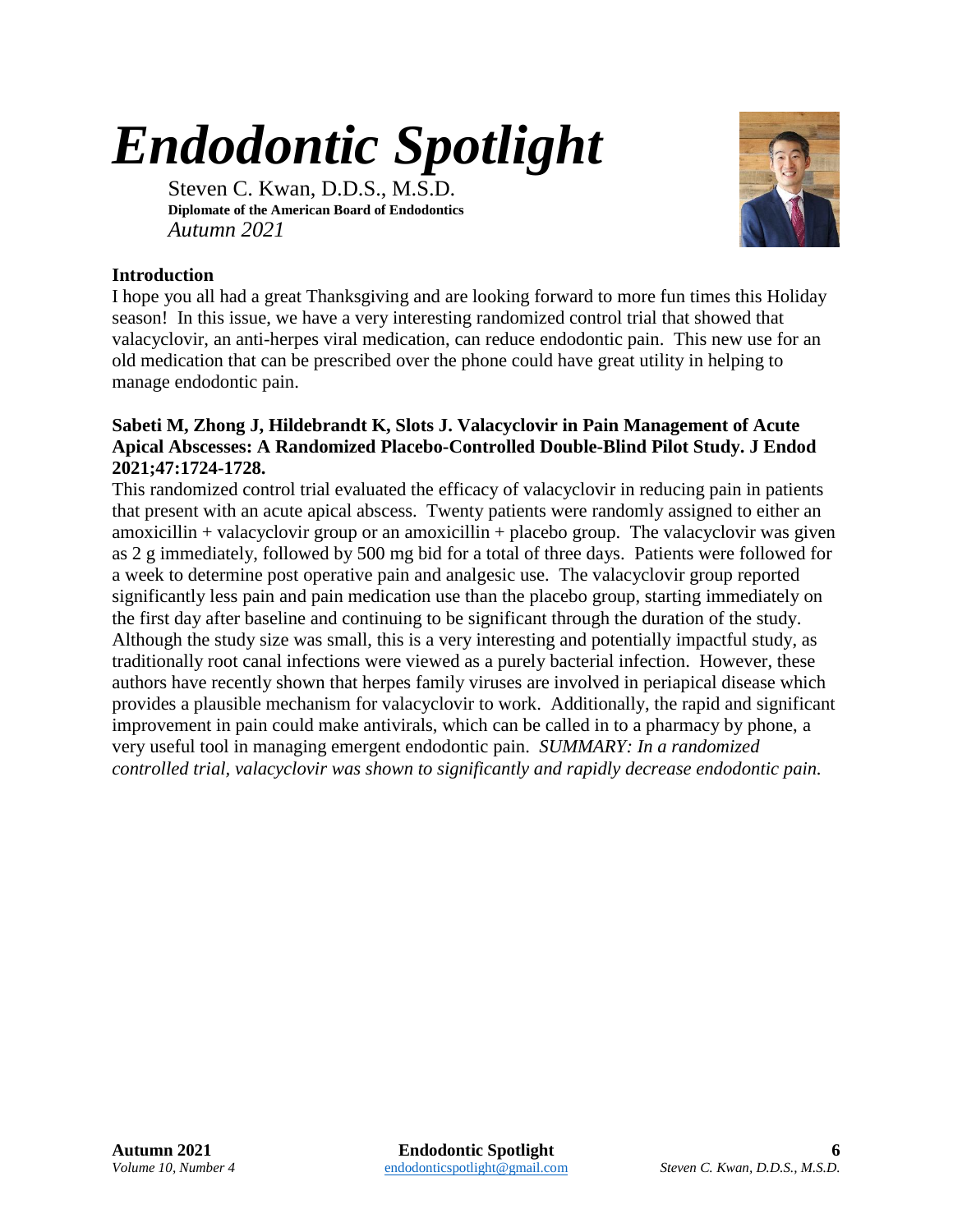# *Endodontic Spotlight*

Steven C. Kwan, D.D.S., M.S.D.
**Diplomate of the American Board of Endodontics**
*Autumn 2021*

**Introduction**

I hope you all had a great Thanksgiving and are looking forward to more fun times this Holiday season! In this issue, we have a very interesting randomized control trial that showed that valacyclovir, an anti-herpes viral medication, can reduce endodontic pain. This new use for an old medication that can be prescribed over the phone could have great utility in helping to manage endodontic pain.

**Sabeti M, Zhong J, Hildebrandt K, Slots J. Valacyclovir in Pain Management of Acute Apical Abscesses: A Randomized Placebo-Controlled Double-Blind Pilot Study. J Endod 2021;47:1724-1728.**

This randomized control trial evaluated the efficacy of valacyclovir in reducing pain in patients that present with an acute apical abscess. Twenty patients were randomly assigned to either an amoxicillin + valacyclovir group or an amoxicillin + placebo group. The valacyclovir was given as 2 g immediately, followed by 500 mg bid for a total of three days. Patients were followed for a week to determine post operative pain and analgesic use. The valacyclovir group reported significantly less pain and pain medication use than the placebo group, starting immediately on the first day after baseline and continuing to be significant through the duration of the study. Although the study size was small, this is a very interesting and potentially impactful study, as traditionally root canal infections were viewed as a purely bacterial infection. However, these authors have recently shown that herpes family viruses are involved in periapical disease which provides a plausible mechanism for valacyclovir to work. Additionally, the rapid and significant improvement in pain could make antivirals, which can be called in to a pharmacy by phone, a very useful tool in managing emergent endodontic pain. *SUMMARY: In a randomized controlled trial, valacyclovir was shown to significantly and rapidly decrease endodontic pain.*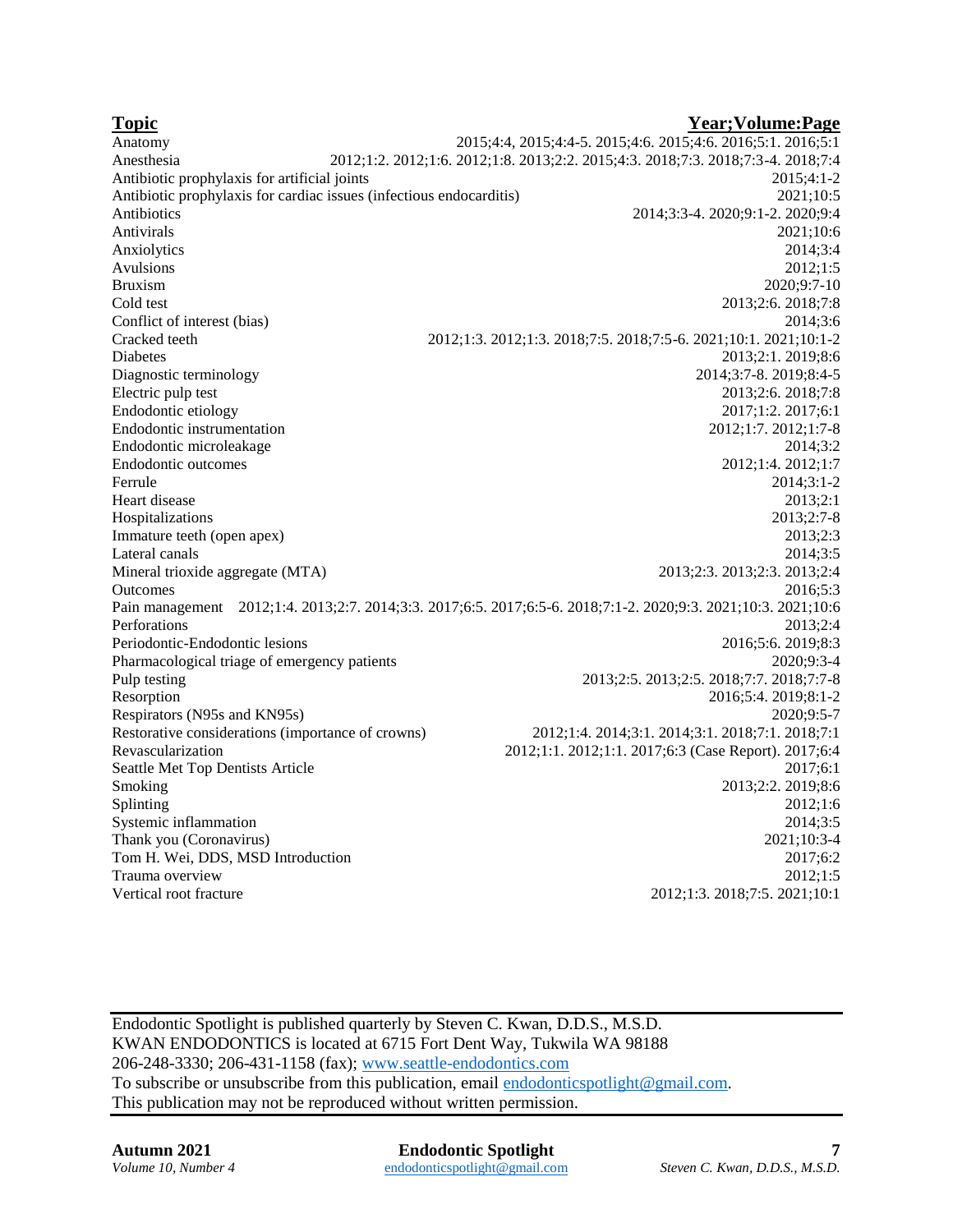| Topic | Year;Volume:Page |
| --- | --- |
| Anatomy | 2015;4:4, 2015;4:4-5. 2015;4:6. 2015;4:6. 2016;5:1. 2016;5:1 |
| Anesthesia | 2012;1:2. 2012;1:6. 2012;1:8. 2013;2:2. 2015;4:3. 2018;7:3. 2018;7:3-4. 2018;7:4 |
| Antibiotic prophylaxis for artificial joints | 2015;4:1-2 |
| Antibiotic prophylaxis for cardiac issues (infectious endocarditis) | 2021;10:5 |
| Antibiotics | 2014;3:3-4. 2020;9:1-2. 2020;9:4 |
| Antivirals | 2021;10:6 |
| Anxiolytics | 2014;3:4 |
| Avulsions | 2012;1:5 |
| Bruxism | 2020;9:7-10 |
| Cold test | 2013;2:6. 2018;7:8 |
| Conflict of interest (bias) | 2014;3:6 |
| Cracked teeth | 2012;1:3. 2012;1:3. 2018;7:5. 2018;7:5-6. 2021;10:1. 2021;10:1-2 |
| Diabetes | 2013;2:1. 2019;8:6 |
| Diagnostic terminology | 2014;3:7-8. 2019;8:4-5 |
| Electric pulp test | 2013;2:6. 2018;7:8 |
| Endodontic etiology | 2017;1:2. 2017;6:1 |
| Endodontic instrumentation | 2012;1:7. 2012;1:7-8 |
| Endodontic microleakage | 2014;3:2 |
| Endodontic outcomes | 2012;1:4. 2012;1:7 |
| Ferrule | 2014;3:1-2 |
| Heart disease | 2013;2:1 |
| Hospitalizations | 2013;2:7-8 |
| Immature teeth (open apex) | 2013;2:3 |
| Lateral canals | 2014;3:5 |
| Mineral trioxide aggregate (MTA) | 2013;2:3. 2013;2:3. 2013;2:4 |
| Outcomes | 2016;5:3 |
| Pain management | 2012;1:4. 2013;2:7. 2014;3:3. 2017;6:5. 2017;6:5-6. 2018;7:1-2. 2020;9:3. 2021;10:3. 2021;10:6 |
| Perforations | 2013;2:4 |
| Periodontic-Endodontic lesions | 2016;5:6. 2019;8:3 |
| Pharmacological triage of emergency patients | 2020;9:3-4 |
| Pulp testing | 2013;2:5. 2013;2:5. 2018;7:7. 2018;7:7-8 |
| Resorption | 2016;5:4. 2019;8:1-2 |
| Respirators (N95s and KN95s) | 2020;9:5-7 |
| Restorative considerations (importance of crowns) | 2012;1:4. 2014;3:1. 2014;3:1. 2018;7:1. 2018;7:1 |
| Revascularization | 2012;1:1. 2012;1:1. 2017;6:3 (Case Report). 2017;6:4 |
| Seattle Met Top Dentists Article | 2017;6:1 |
| Smoking | 2013;2:2. 2019;8:6 |
| Splinting | 2012;1:6 |
| Systemic inflammation | 2014;3:5 |
| Thank you (Coronavirus) | 2021;10:3-4 |
| Tom H. Wei, DDS, MSD Introduction | 2017;6:2 |
| Trauma overview | 2012;1:5 |
| Vertical root fracture | 2012;1:3. 2018;7:5. 2021;10:1 |

---

Endodontic Spotlight is published quarterly by Steven C. Kwan, D.D.S., M.S.D.
KWAN ENDODONTICS is located at 6715 Fort Dent Way, Tukwila WA 98188
206-248-3330; 206-431-1158 (fax); www.seattle-endodontics.com
To subscribe or unsubscribe from this publication, email endodonticspotlight@gmail.com.
This publication may not be reproduced without written permission.

---